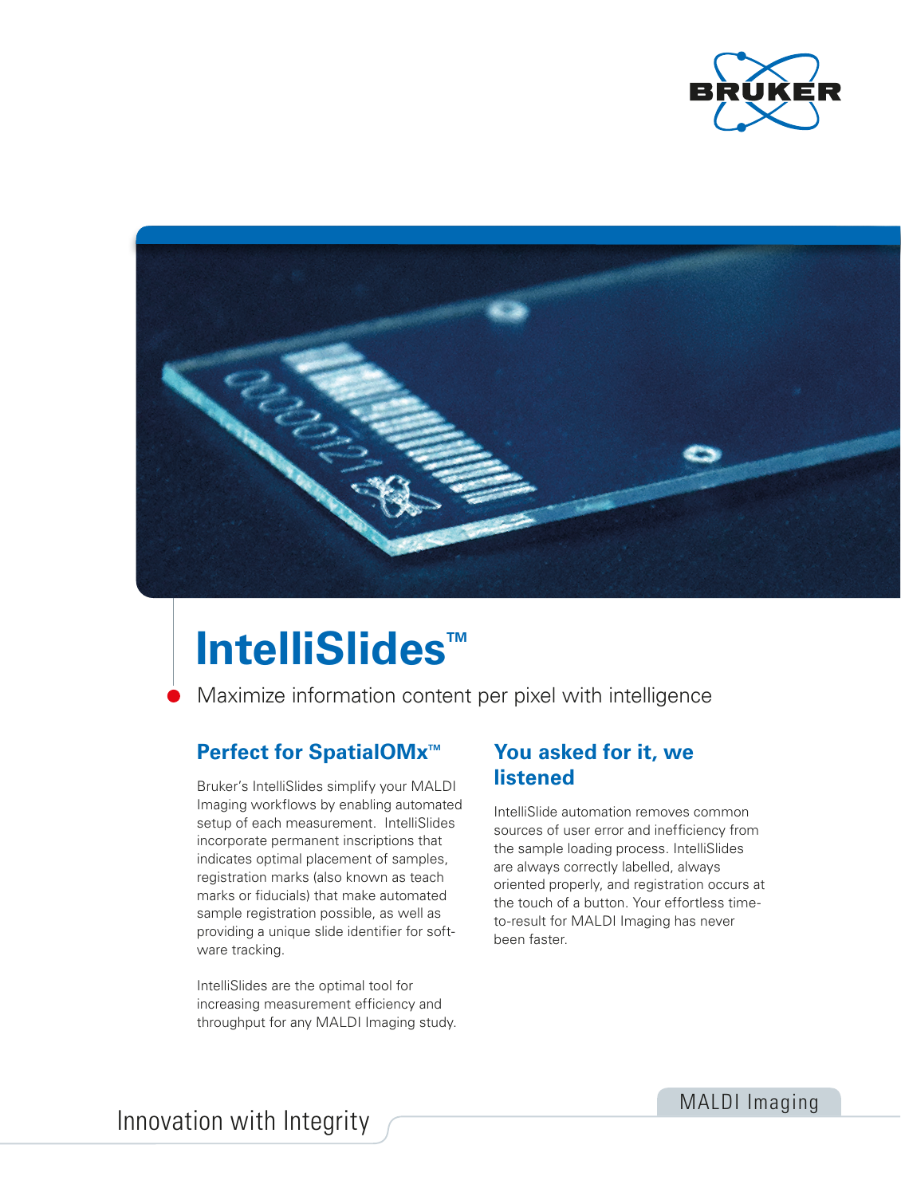# IntelliSlides™

Maximize information content per pixel with intelligence

## Perfect for SpatialOMx™

Bruker's IntelliSlides simplify your MALDI Imaging workflows by enabling automated setup of each measurement. IntelliSlides incorporate permanent inscriptions that indicates optimal placement of samples, registration marks (also known as teach marks or fiducials) that make automated sample registration possible, as well as providing a unique slide identifier for software tracking.

IntelliSlides are the optimal tool for increasing measurement efficiency and throughput for any MALDI Imaging study.

## You asked for it, we listened

IntelliSlide automation removes common sources of user error and inefficiency from the sample loading process. IntelliSlides are always correctly labelled, always oriented properly, and registration occurs at the touch of a button. Your effortless time-to-result for MALDI Imaging has never been faster.

Innovation with Integrity

MALDI Imaging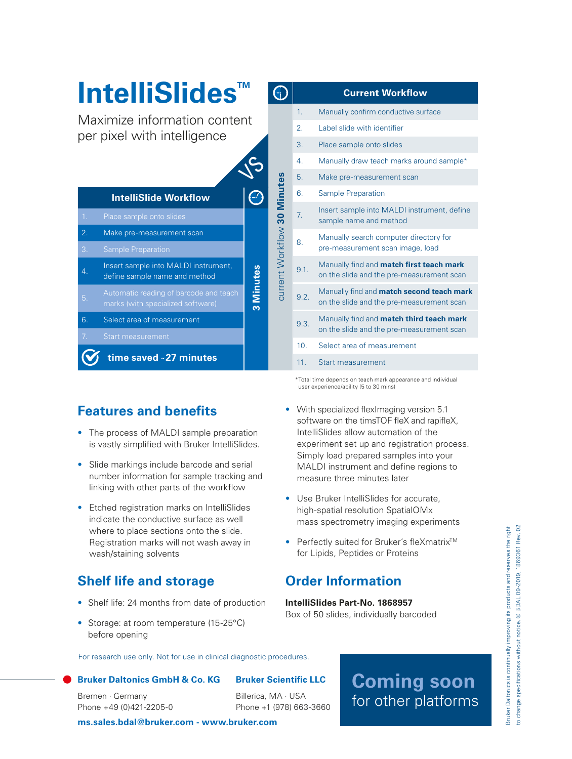# IntelliSlides™

Maximize information content per pixel with intelligence

VS

| IntelliSlide Workflow | |
|---|---|
| 1. | Place sample onto slides |
| 2. | Make pre-measurement scan |
| 3. | Sample Preparation |
| 4. | Insert sample into MALDI instrument, define sample name and method |
| 5. | Automatic reading of barcode and teach marks (with specialized software) |
| 6. | Select area of measurement |
| 7. | Start measurement |

**3 Minutes**

**time saved -27 minutes**

current Workflow **30 Minutes**

| Current Workflow | |
|---|---|
| 1. | Manually confirm conductive surface |
| 2. | Label slide with identifier |
| 3. | Place sample onto slides |
| 4. | Manually draw teach marks around sample* |
| 5. | Make pre-measurement scan |
| 6. | Sample Preparation |
| 7. | Insert sample into MALDI instrument, define sample name and method |
| 8. | Manually search computer directory for pre-measurement scan image, load |
| 9.1. | Manually find and **match first teach mark** on the slide and the pre-measurement scan |
| 9.2. | Manually find and **match second teach mark** on the slide and the pre-measurement scan |
| 9.3. | Manually find and **match third teach mark** on the slide and the pre-measurement scan |
| 10. | Select area of measurement |
| 11. | Start measurement |

*Total time depends on teach mark appearance and individual user experience/ability (5 to 30 mins)

## Features and benefits

- The process of MALDI sample preparation is vastly simplified with Bruker IntelliSlides.
- Slide markings include barcode and serial number information for sample tracking and linking with other parts of the workflow
- Etched registration marks on IntelliSlides indicate the conductive surface as well where to place sections onto the slide. Registration marks will not wash away in wash/staining solvents
- With specialized flexImaging version 5.1 software on the timsTOF fleX and rapifleX, IntelliSlides allow automation of the experiment set up and registration process. Simply load prepared samples into your MALDI instrument and define regions to measure three minutes later
- Use Bruker IntelliSlides for accurate, high-spatial resolution SpatialOMx mass spectrometry imaging experiments
- Perfectly suited for Bruker´s fleXmatrix™ for Lipids, Peptides or Proteins

## Shelf life and storage

- Shelf life: 24 months from date of production
- Storage: at room temperature (15-25°C) before opening

## Order Information

**IntelliSlides Part-No. 1868957**
Box of 50 slides, individually barcoded

For research use only. Not for use in clinical diagnostic procedures.

**Bruker Daltonics GmbH & Co. KG**
Bremen · Germany
Phone +49 (0)421-2205-0

**Bruker Scientific LLC**
Billerica, MA · USA
Phone +1 (978) 663-3660

**ms.sales.bdal@bruker.com - www.bruker.com**

**Coming soon**
for other platforms

Bruker Daltonics is continually improving its products and reserves the right to change specifications without notice. © BDAL 09-2019, 1869361 Rev. 02